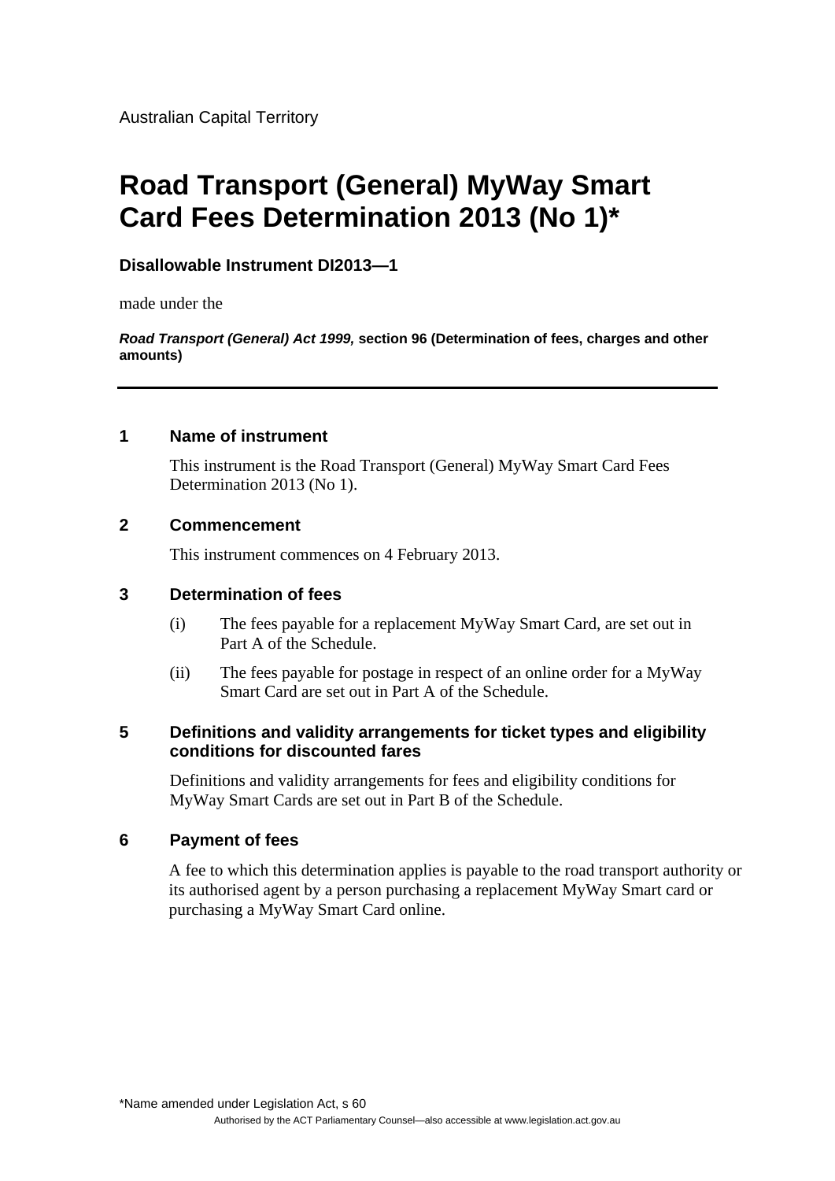Australian Capital Territory

# Road Transport (General) MyWay Smart Card Fees Determination 2013 (No 1)*

**Disallowable Instrument DI2013—1**

made under the

***Road Transport (General) Act 1999,* section 96 (Determination of fees, charges and other amounts)**

---

## 1 Name of instrument

This instrument is the Road Transport (General) MyWay Smart Card Fees Determination 2013 (No 1).

## 2 Commencement

This instrument commences on 4 February 2013.

## 3 Determination of fees

(i) The fees payable for a replacement MyWay Smart Card, are set out in Part A of the Schedule.

(ii) The fees payable for postage in respect of an online order for a MyWay Smart Card are set out in Part A of the Schedule.

## 5 Definitions and validity arrangements for ticket types and eligibility conditions for discounted fares

Definitions and validity arrangements for fees and eligibility conditions for MyWay Smart Cards are set out in Part B of the Schedule.

## 6 Payment of fees

A fee to which this determination applies is payable to the road transport authority or its authorised agent by a person purchasing a replacement MyWay Smart card or purchasing a MyWay Smart Card online.

*Name amended under Legislation Act, s 60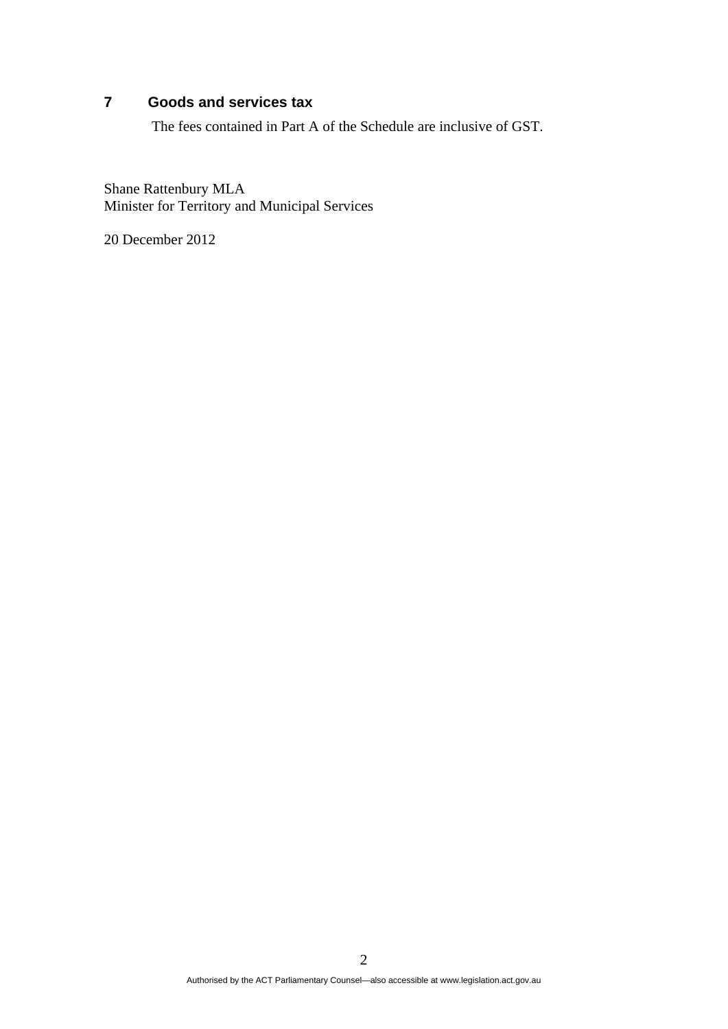## 7 Goods and services tax

The fees contained in Part A of the Schedule are inclusive of GST.

Shane Rattenbury MLA
Minister for Territory and Municipal Services

20 December 2012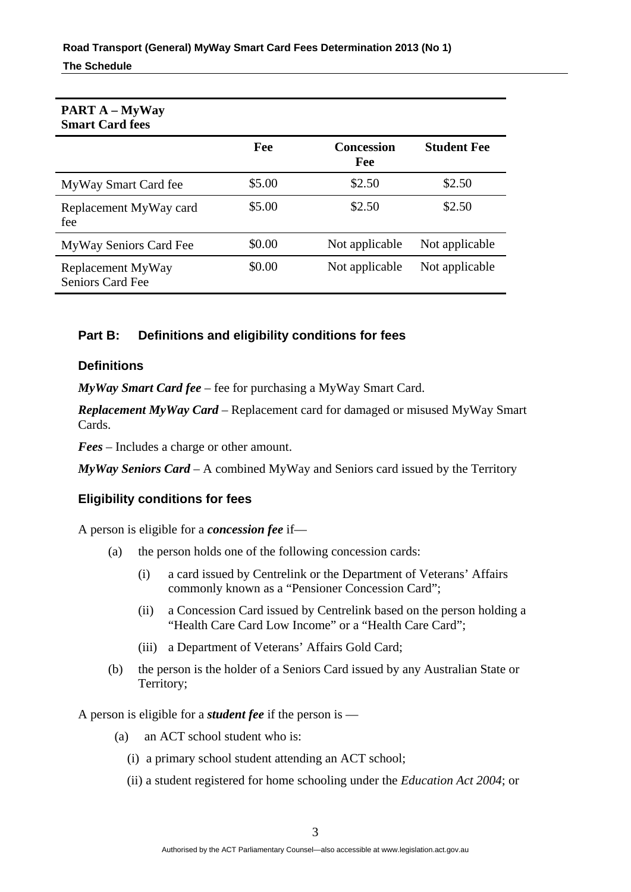**PART A – MyWay Smart Card fees**

| | Fee | Concession Fee | Student Fee |
|---|---|---|---|
| MyWay Smart Card fee | \$5.00 | \$2.50 | \$2.50 |
| Replacement MyWay card fee | \$5.00 | \$2.50 | \$2.50 |
| MyWay Seniors Card Fee | \$0.00 | Not applicable | Not applicable |
| Replacement MyWay Seniors Card Fee | \$0.00 | Not applicable | Not applicable |

## Part B: Definitions and eligibility conditions for fees

### Definitions

***MyWay Smart Card fee*** – fee for purchasing a MyWay Smart Card.

***Replacement MyWay Card*** – Replacement card for damaged or misused MyWay Smart Cards.

***Fees*** – Includes a charge or other amount.

***MyWay Seniors Card*** – A combined MyWay and Seniors card issued by the Territory

### Eligibility conditions for fees

A person is eligible for a ***concession fee*** if—

(a) the person holds one of the following concession cards:

  (i) a card issued by Centrelink or the Department of Veterans' Affairs commonly known as a "Pensioner Concession Card";

  (ii) a Concession Card issued by Centrelink based on the person holding a "Health Care Card Low Income" or a "Health Care Card";

  (iii) a Department of Veterans' Affairs Gold Card;

(b) the person is the holder of a Seniors Card issued by any Australian State or Territory;

A person is eligible for a ***student fee*** if the person is —

(a) an ACT school student who is:

  (i) a primary school student attending an ACT school;

  (ii) a student registered for home schooling under the *Education Act 2004*; or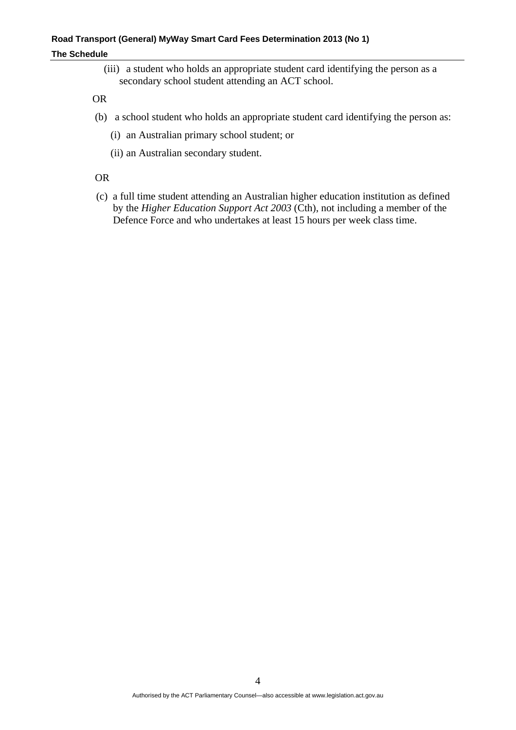(iii) a student who holds an appropriate student card identifying the person as a secondary school student attending an ACT school.

OR

(b) a school student who holds an appropriate student card identifying the person as:

(i) an Australian primary school student; or

(ii) an Australian secondary student.

OR

(c) a full time student attending an Australian higher education institution as defined by the *Higher Education Support Act 2003* (Cth), not including a member of the Defence Force and who undertakes at least 15 hours per week class time.